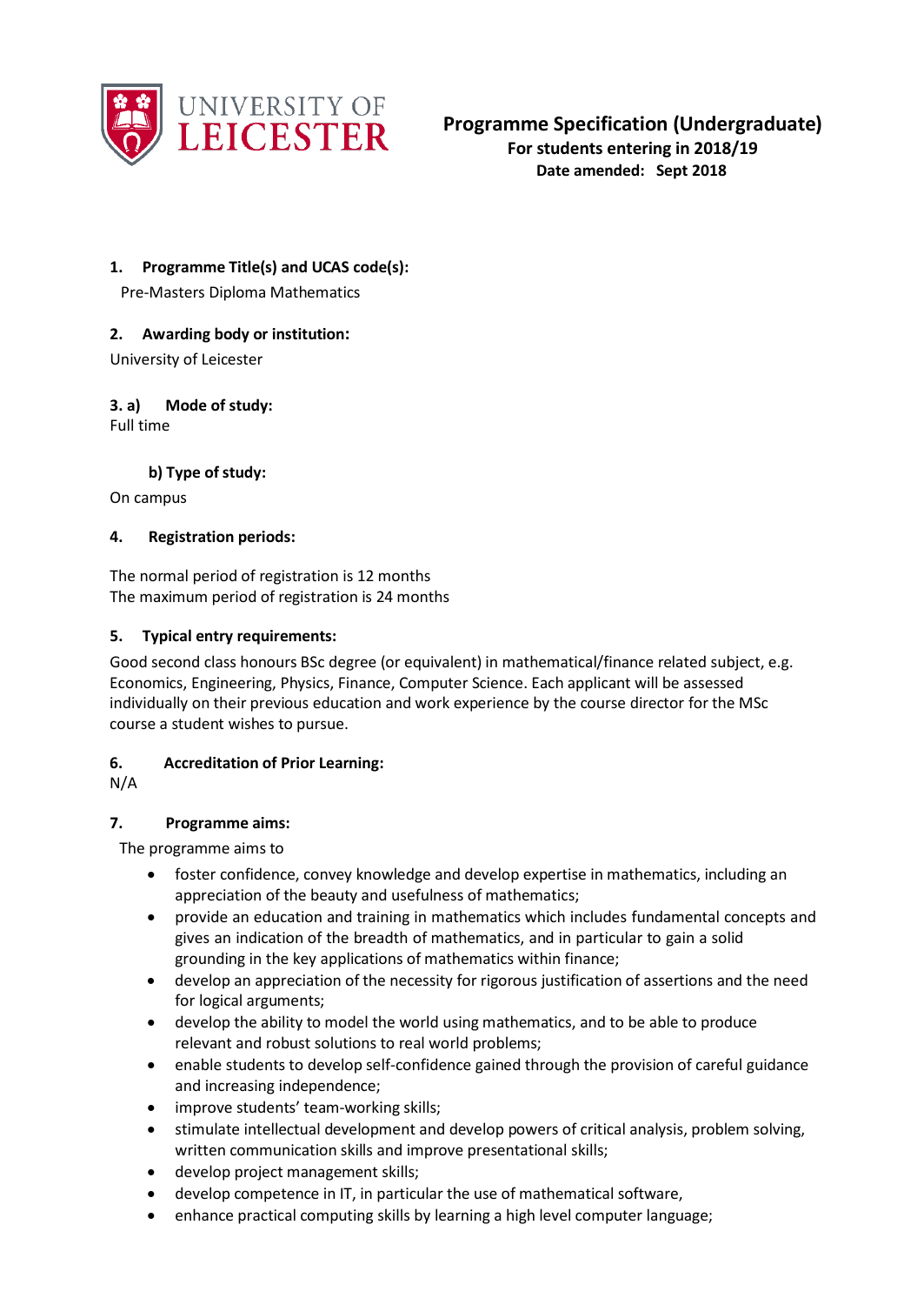UNIVERSITY OF LEICESTER

# Programme Specification (Undergraduate)

**For students entering in 2018/19**

**Date amended: Sept 2018**

**1. Programme Title(s) and UCAS code(s):**

Pre-Masters Diploma Mathematics

**2. Awarding body or institution:**

University of Leicester

**3. a) Mode of study:**

Full time

**b) Type of study:**

On campus

**4. Registration periods:**

The normal period of registration is 12 months
The maximum period of registration is 24 months

**5. Typical entry requirements:**

Good second class honours BSc degree (or equivalent) in mathematical/finance related subject, e.g. Economics, Engineering, Physics, Finance, Computer Science. Each applicant will be assessed individually on their previous education and work experience by the course director for the MSc course a student wishes to pursue.

**6. Accreditation of Prior Learning:**

N/A

**7. Programme aims:**

The programme aims to

- foster confidence, convey knowledge and develop expertise in mathematics, including an appreciation of the beauty and usefulness of mathematics;
- provide an education and training in mathematics which includes fundamental concepts and gives an indication of the breadth of mathematics, and in particular to gain a solid grounding in the key applications of mathematics within finance;
- develop an appreciation of the necessity for rigorous justification of assertions and the need for logical arguments;
- develop the ability to model the world using mathematics, and to be able to produce relevant and robust solutions to real world problems;
- enable students to develop self-confidence gained through the provision of careful guidance and increasing independence;
- improve students' team-working skills;
- stimulate intellectual development and develop powers of critical analysis, problem solving, written communication skills and improve presentational skills;
- develop project management skills;
- develop competence in IT, in particular the use of mathematical software,
- enhance practical computing skills by learning a high level computer language;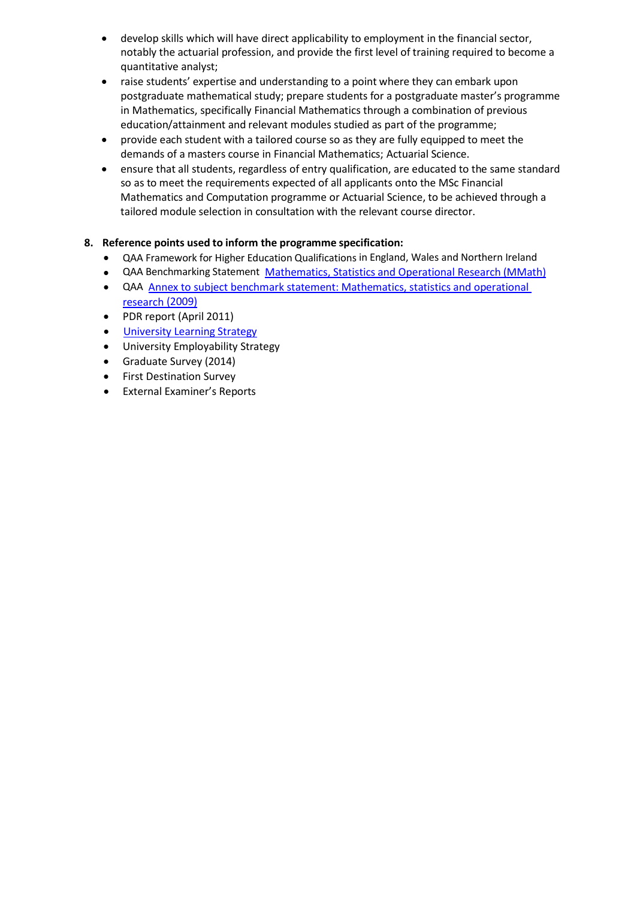- develop skills which will have direct applicability to employment in the financial sector, notably the actuarial profession, and provide the first level of training required to become a quantitative analyst;
- raise students' expertise and understanding to a point where they can embark upon postgraduate mathematical study; prepare students for a postgraduate master's programme in Mathematics, specifically Financial Mathematics through a combination of previous education/attainment and relevant modules studied as part of the programme;
- provide each student with a tailored course so as they are fully equipped to meet the demands of a masters course in Financial Mathematics; Actuarial Science.
- ensure that all students, regardless of entry qualification, are educated to the same standard so as to meet the requirements expected of all applicants onto the MSc Financial Mathematics and Computation programme or Actuarial Science, to be achieved through a tailored module selection in consultation with the relevant course director.

**8. Reference points used to inform the programme specification:**

- QAA Framework for Higher Education Qualifications in England, Wales and Northern Ireland
- QAA Benchmarking Statement [Mathematics, Statistics and Operational Research (MMath)]
- QAA [Annex to subject benchmark statement: Mathematics, statistics and operational research (2009)]
- PDR report (April 2011)
- [University Learning Strategy]
- University Employability Strategy
- Graduate Survey (2014)
- First Destination Survey
- External Examiner's Reports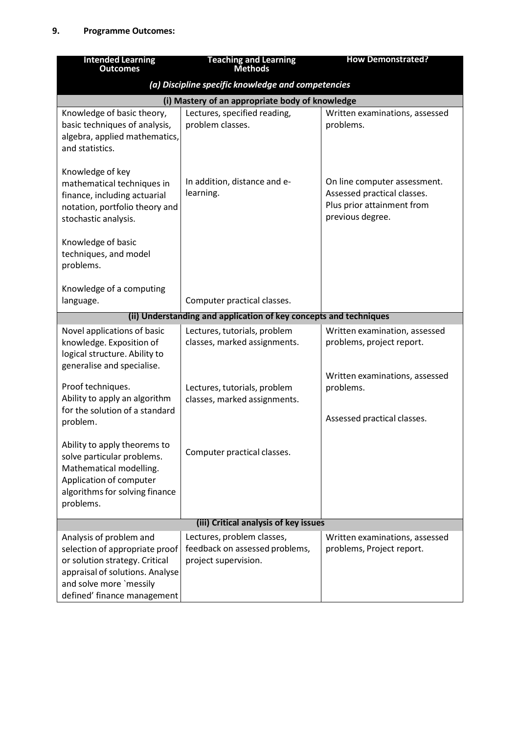## 9. Programme Outcomes:

| Intended Learning Outcomes | Teaching and Learning Methods | How Demonstrated? |
|---|---|---|
| ***(a) Discipline specific knowledge and competencies*** | | |
| **(i) Mastery of an appropriate body of knowledge** | | |
| Knowledge of basic theory, basic techniques of analysis, algebra, applied mathematics, and statistics.<br><br>Knowledge of key mathematical techniques in finance, including actuarial notation, portfolio theory and stochastic analysis.<br><br>Knowledge of basic techniques, and model problems.<br><br>Knowledge of a computing language. | Lectures, specified reading, problem classes.<br><br>In addition, distance and e-learning.<br><br>Computer practical classes. | Written examinations, assessed problems.<br><br>On line computer assessment. Assessed practical classes. Plus prior attainment from previous degree. |
| **(ii) Understanding and application of key concepts and techniques** | | |
| Novel applications of basic knowledge. Exposition of logical structure. Ability to generalise and specialise.<br><br>Proof techniques.<br>Ability to apply an algorithm for the solution of a standard problem.<br><br>Ability to apply theorems to solve particular problems. Mathematical modelling. Application of computer algorithms for solving finance problems. | Lectures, tutorials, problem classes, marked assignments.<br><br>Lectures, tutorials, problem classes, marked assignments.<br><br>Computer practical classes. | Written examination, assessed problems, project report.<br><br>Written examinations, assessed problems.<br><br>Assessed practical classes. |
| **(iii) Critical analysis of key issues** | | |
| Analysis of problem and selection of appropriate proof or solution strategy. Critical appraisal of solutions. Analyse and solve more `messily defined' finance management | Lectures, problem classes, feedback on assessed problems, project supervision. | Written examinations, assessed problems, Project report. |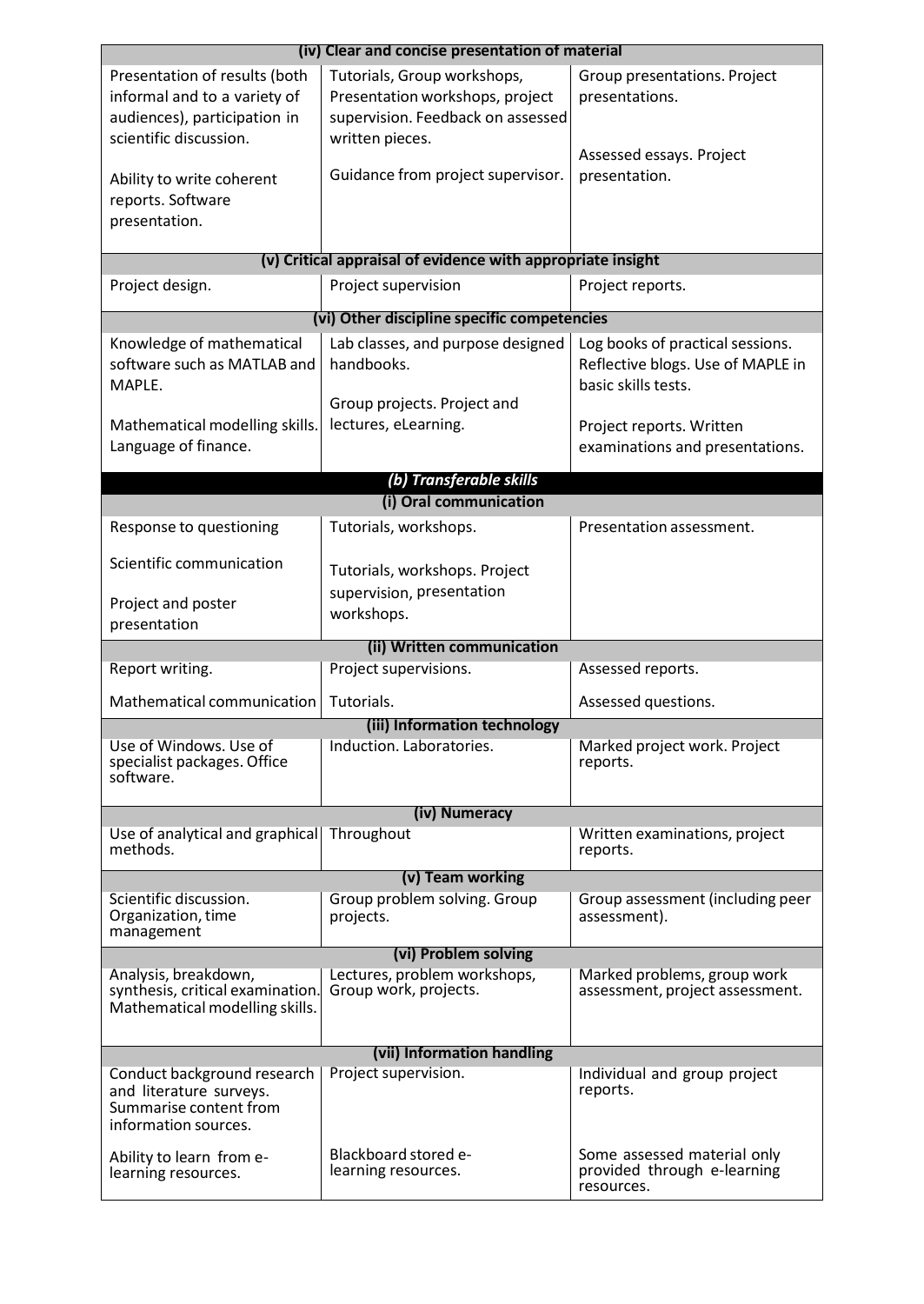| (iv) Clear and concise presentation of material | | |
|---|---|---|
| Presentation of results (both informal and to a variety of audiences), participation in scientific discussion.<br><br>Ability to write coherent reports. Software presentation. | Tutorials, Group workshops, Presentation workshops, project supervision. Feedback on assessed written pieces.<br><br>Guidance from project supervisor. | Group presentations. Project presentations.<br><br>Assessed essays. Project presentation. |
| **(v) Critical appraisal of evidence with appropriate insight** | | |
| Project design. | Project supervision | Project reports. |
| **(vi) Other discipline specific competencies** | | |
| Knowledge of mathematical software such as MATLAB and MAPLE.<br><br>Mathematical modelling skills. Language of finance. | Lab classes, and purpose designed handbooks.<br><br>Group projects. Project and lectures, eLearning. | Log books of practical sessions. Reflective blogs. Use of MAPLE in basic skills tests.<br><br>Project reports. Written examinations and presentations. |
| ***(b) Transferable skills*** | | |
| **(i) Oral communication** | | |
| Response to questioning<br><br>Scientific communication<br><br>Project and poster presentation | Tutorials, workshops.<br><br>Tutorials, workshops. Project supervision, presentation workshops. | Presentation assessment. |
| **(ii) Written communication** | | |
| Report writing. | Project supervisions. | Assessed reports. |
| Mathematical communication | Tutorials. | Assessed questions. |
| **(iii) Information technology** | | |
| Use of Windows. Use of specialist packages. Office software. | Induction. Laboratories. | Marked project work. Project reports. |
| **(iv) Numeracy** | | |
| Use of analytical and graphical methods. | Throughout | Written examinations, project reports. |
| **(v) Team working** | | |
| Scientific discussion. Organization, time management | Group problem solving. Group projects. | Group assessment (including peer assessment). |
| **(vi) Problem solving** | | |
| Analysis, breakdown, synthesis, critical examination. Mathematical modelling skills. | Lectures, problem workshops, Group work, projects. | Marked problems, group work assessment, project assessment. |
| **(vii) Information handling** | | |
| Conduct background research and literature surveys. Summarise content from information sources.<br><br>Ability to learn from e-learning resources. | Project supervision.<br><br>Blackboard stored e-learning resources. | Individual and group project reports.<br><br>Some assessed material only provided through e-learning resources. |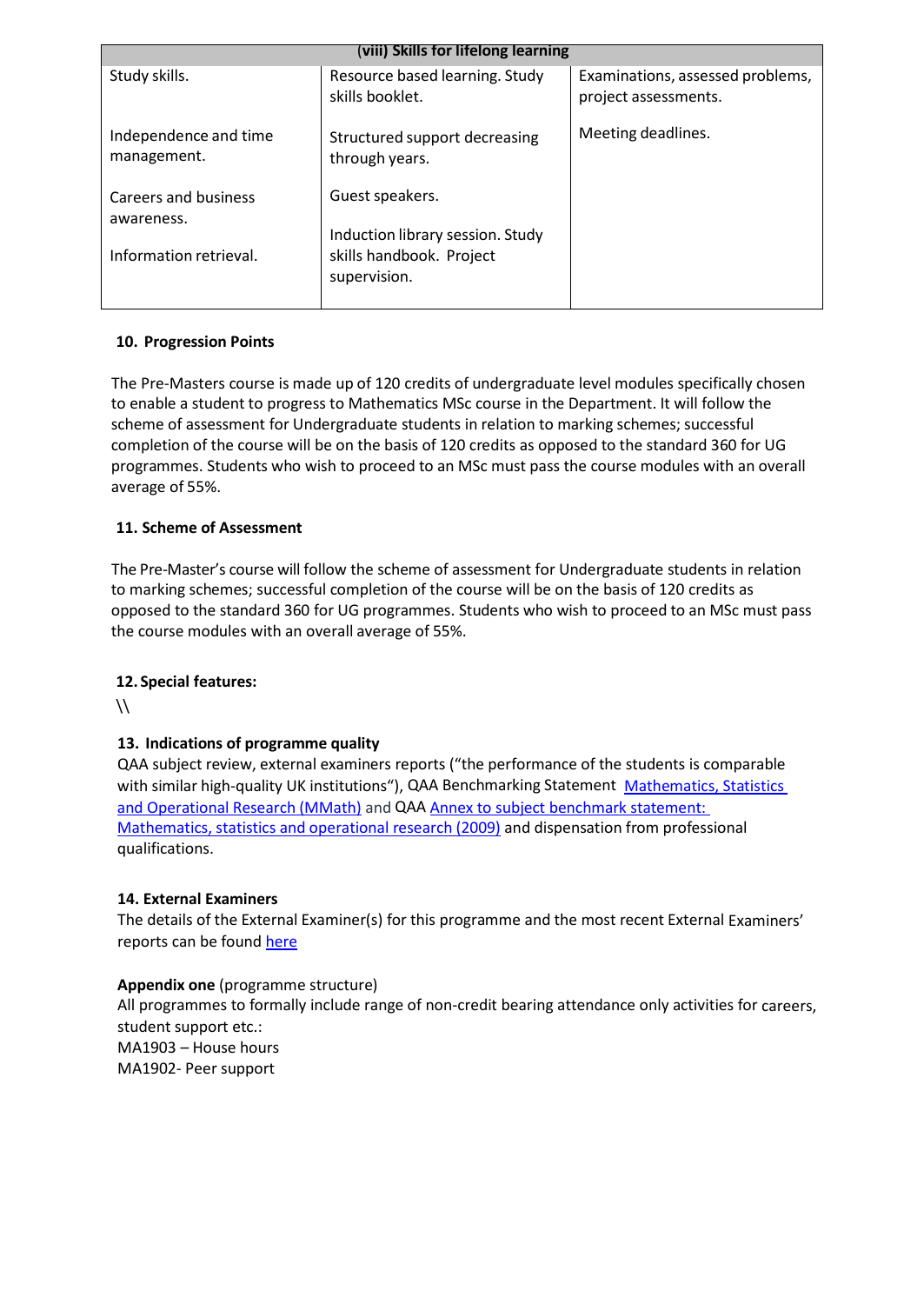| (viii) Skills for lifelong learning | | |
|---|---|---|
| Study skills. | Resource based learning. Study skills booklet. | Examinations, assessed problems, project assessments. |
| Independence and time management. | Structured support decreasing through years. | Meeting deadlines. |
| Careers and business awareness. | Guest speakers. | |
| Information retrieval. | Induction library session. Study skills handbook. Project supervision. | |

**10. Progression Points**

The Pre-Masters course is made up of 120 credits of undergraduate level modules specifically chosen to enable a student to progress to Mathematics MSc course in the Department. It will follow the scheme of assessment for Undergraduate students in relation to marking schemes; successful completion of the course will be on the basis of 120 credits as opposed to the standard 360 for UG programmes. Students who wish to proceed to an MSc must pass the course modules with an overall average of 55%.

**11. Scheme of Assessment**

The Pre-Master's course will follow the scheme of assessment for Undergraduate students in relation to marking schemes; successful completion of the course will be on the basis of 120 credits as opposed to the standard 360 for UG programmes. Students who wish to proceed to an MSc must pass the course modules with an overall average of 55%.

**12. Special features:**

\\

**13. Indications of programme quality**

QAA subject review, external examiners reports ("the performance of the students is comparable with similar high-quality UK institutions"), QAA Benchmarking Statement Mathematics, Statistics and Operational Research (MMath) and QAA Annex to subject benchmark statement: Mathematics, statistics and operational research (2009) and dispensation from professional qualifications.

**14. External Examiners**

The details of the External Examiner(s) for this programme and the most recent External Examiners' reports can be found here

**Appendix one** (programme structure)

All programmes to formally include range of non-credit bearing attendance only activities for careers, student support etc.:

MA1903 – House hours

MA1902- Peer support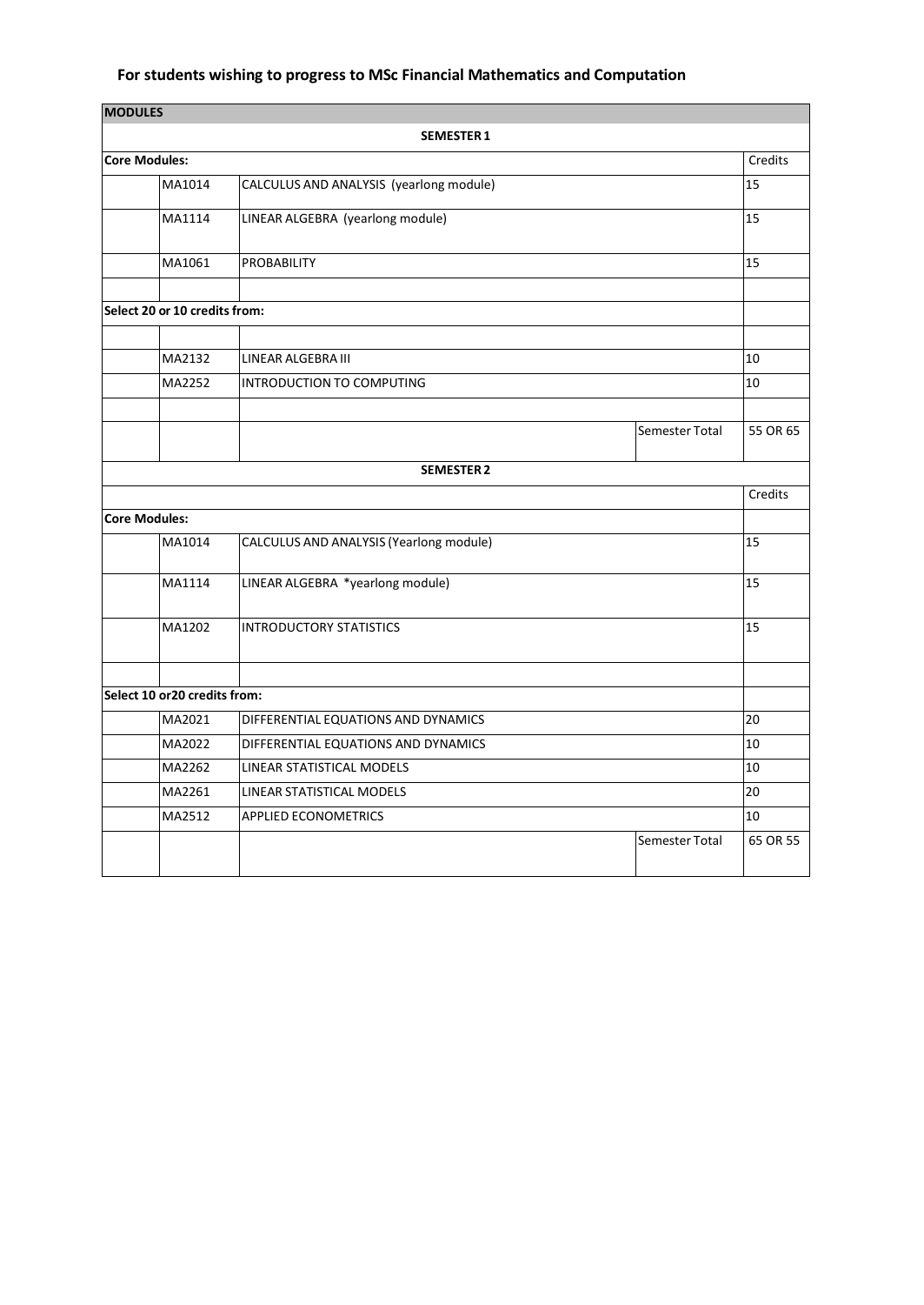## For students wishing to progress to MSc Financial Mathematics and Computation

| MODULES | | | | |
|---|---|---|---|---|
| | | **SEMESTER 1** | | |
| **Core Modules:** | | | | Credits |
| | MA1014 | CALCULUS AND ANALYSIS (yearlong module) | | 15 |
| | MA1114 | LINEAR ALGEBRA (yearlong module) | | 15 |
| | MA1061 | PROBABILITY | | 15 |
| | | | | |
| **Select 20 or 10 credits from:** | | | | |
| | | | | |
| | MA2132 | LINEAR ALGEBRA III | | 10 |
| | MA2252 | INTRODUCTION TO COMPUTING | | 10 |
| | | | | |
| | | | Semester Total | 55 OR 65 |
| | | **SEMESTER 2** | | |
| | | | | Credits |
| **Core Modules:** | | | | |
| | MA1014 | CALCULUS AND ANALYSIS (Yearlong module) | | 15 |
| | MA1114 | LINEAR ALGEBRA *yearlong module) | | 15 |
| | MA1202 | INTRODUCTORY STATISTICS | | 15 |
| | | | | |
| **Select 10 or20 credits from:** | | | | |
| | MA2021 | DIFFERENTIAL EQUATIONS AND DYNAMICS | | 20 |
| | MA2022 | DIFFERENTIAL EQUATIONS AND DYNAMICS | | 10 |
| | MA2262 | LINEAR STATISTICAL MODELS | | 10 |
| | MA2261 | LINEAR STATISTICAL MODELS | | 20 |
| | MA2512 | APPLIED ECONOMETRICS | | 10 |
| | | | Semester Total | 65 OR 55 |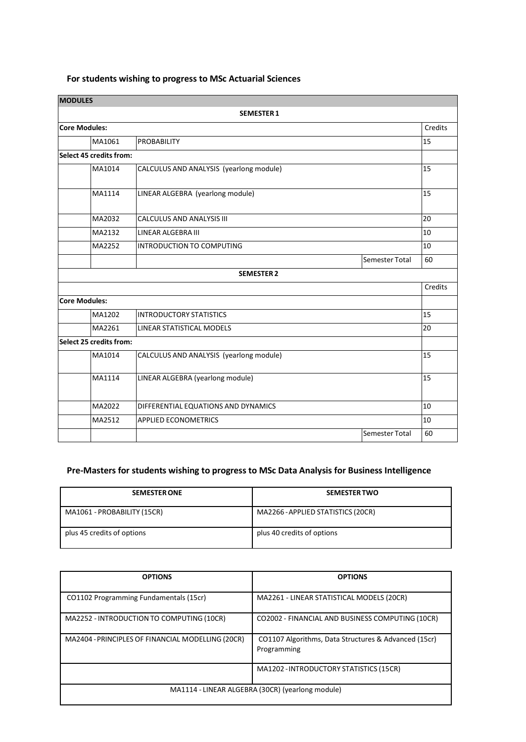### For students wishing to progress to MSc Actuarial Sciences

| **MODULES** | | | | |
|---|---|---|---|---|
| | | **SEMESTER 1** | | |
| **Core Modules:** | | | | Credits |
| | MA1061 | PROBABILITY | | 15 |
| **Select 45 credits from:** | | | | |
| | MA1014 | CALCULUS AND ANALYSIS (yearlong module) | | 15 |
| | MA1114 | LINEAR ALGEBRA (yearlong module) | | 15 |
| | MA2032 | CALCULUS AND ANALYSIS III | | 20 |
| | MA2132 | LINEAR ALGEBRA III | | 10 |
| | MA2252 | INTRODUCTION TO COMPUTING | | 10 |
| | | | Semester Total | 60 |
| | | **SEMESTER 2** | | |
| | | | | Credits |
| **Core Modules:** | | | | |
| | MA1202 | INTRODUCTORY STATISTICS | | 15 |
| | MA2261 | LINEAR STATISTICAL MODELS | | 20 |
| **Select 25 credits from:** | | | | |
| | MA1014 | CALCULUS AND ANALYSIS (yearlong module) | | 15 |
| | MA1114 | LINEAR ALGEBRA (yearlong module) | | 15 |
| | MA2022 | DIFFERENTIAL EQUATIONS AND DYNAMICS | | 10 |
| | MA2512 | APPLIED ECONOMETRICS | | 10 |
| | | | Semester Total | 60 |

### Pre-Masters for students wishing to progress to MSc Data Analysis for Business Intelligence

| **SEMESTER ONE** | **SEMESTER TWO** |
|---|---|
| MA1061 - PROBABILITY (15CR) | MA2266 - APPLIED STATISTICS (20CR) |
| plus 45 credits of options | plus 40 credits of options |

| **OPTIONS** | **OPTIONS** |
|---|---|
| CO1102 Programming Fundamentals (15cr) | MA2261 - LINEAR STATISTICAL MODELS (20CR) |
| MA2252 - INTRODUCTION TO COMPUTING (10CR) | CO2002 - FINANCIAL AND BUSINESS COMPUTING (10CR) |
| MA2404 - PRINCIPLES OF FINANCIAL MODELLING (20CR) | CO1107 Algorithms, Data Structures & Advanced (15cr) Programming |
| | MA1202 - INTRODUCTORY STATISTICS (15CR) |
| MA1114 - LINEAR ALGEBRA (30CR) (yearlong module) | |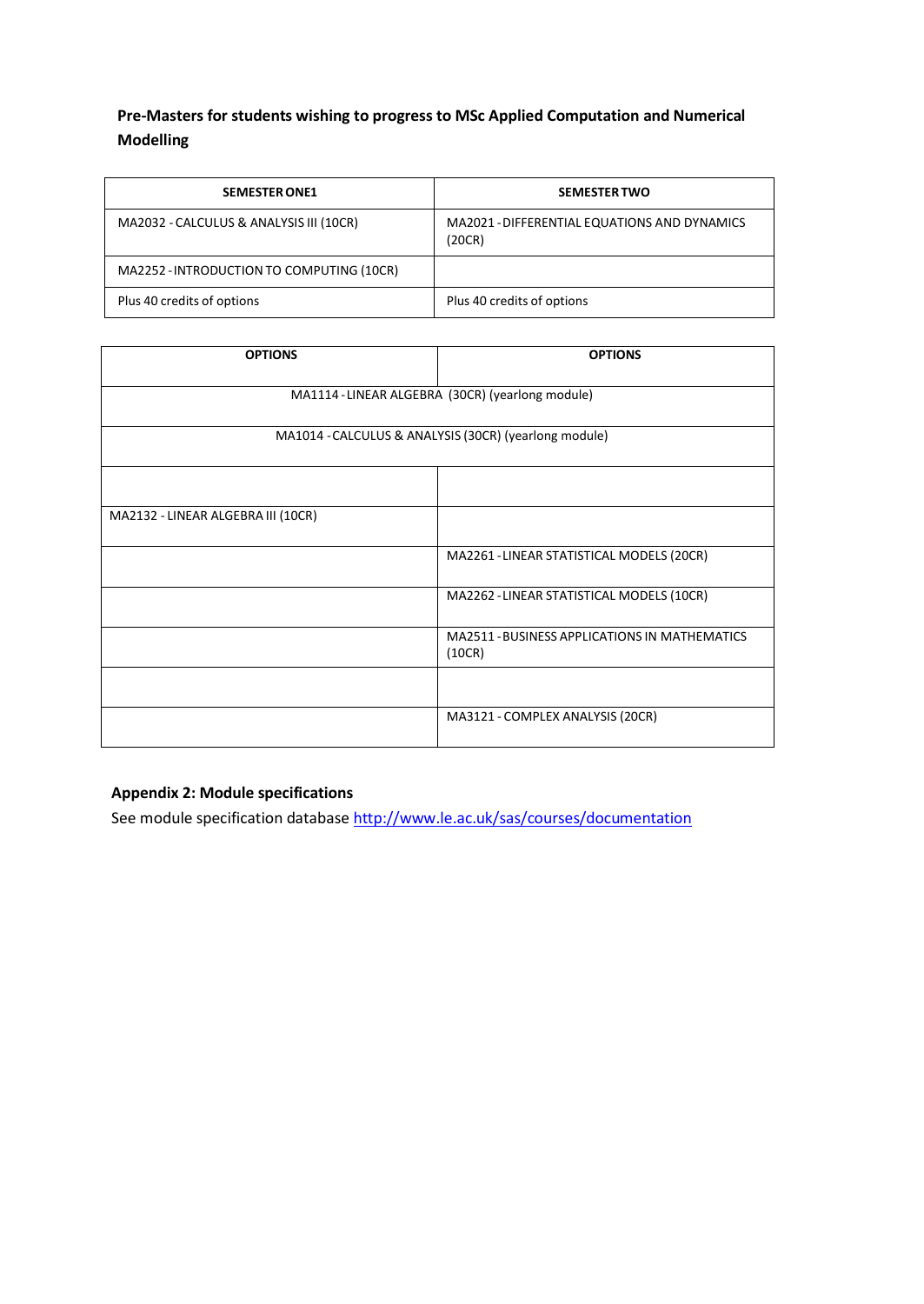**Pre-Masters for students wishing to progress to MSc Applied Computation and Numerical Modelling**

| SEMESTER ONE1 | SEMESTER TWO |
| --- | --- |
| MA2032 - CALCULUS & ANALYSIS III (10CR) | MA2021 - DIFFERENTIAL EQUATIONS AND DYNAMICS (20CR) |
| MA2252 - INTRODUCTION TO COMPUTING (10CR) | |
| Plus 40 credits of options | Plus 40 credits of options |

| OPTIONS | OPTIONS |
| --- | --- |
| MA1114 - LINEAR ALGEBRA (30CR) (yearlong module) | |
| MA1014 - CALCULUS & ANALYSIS (30CR) (yearlong module) | |
| | |
| MA2132 - LINEAR ALGEBRA III (10CR) | |
| | MA2261 - LINEAR STATISTICAL MODELS (20CR) |
| | MA2262 - LINEAR STATISTICAL MODELS (10CR) |
| | MA2511 - BUSINESS APPLICATIONS IN MATHEMATICS (10CR) |
| | |
| | MA3121 - COMPLEX ANALYSIS (20CR) |

**Appendix 2: Module specifications**

See module specification database http://www.le.ac.uk/sas/courses/documentation